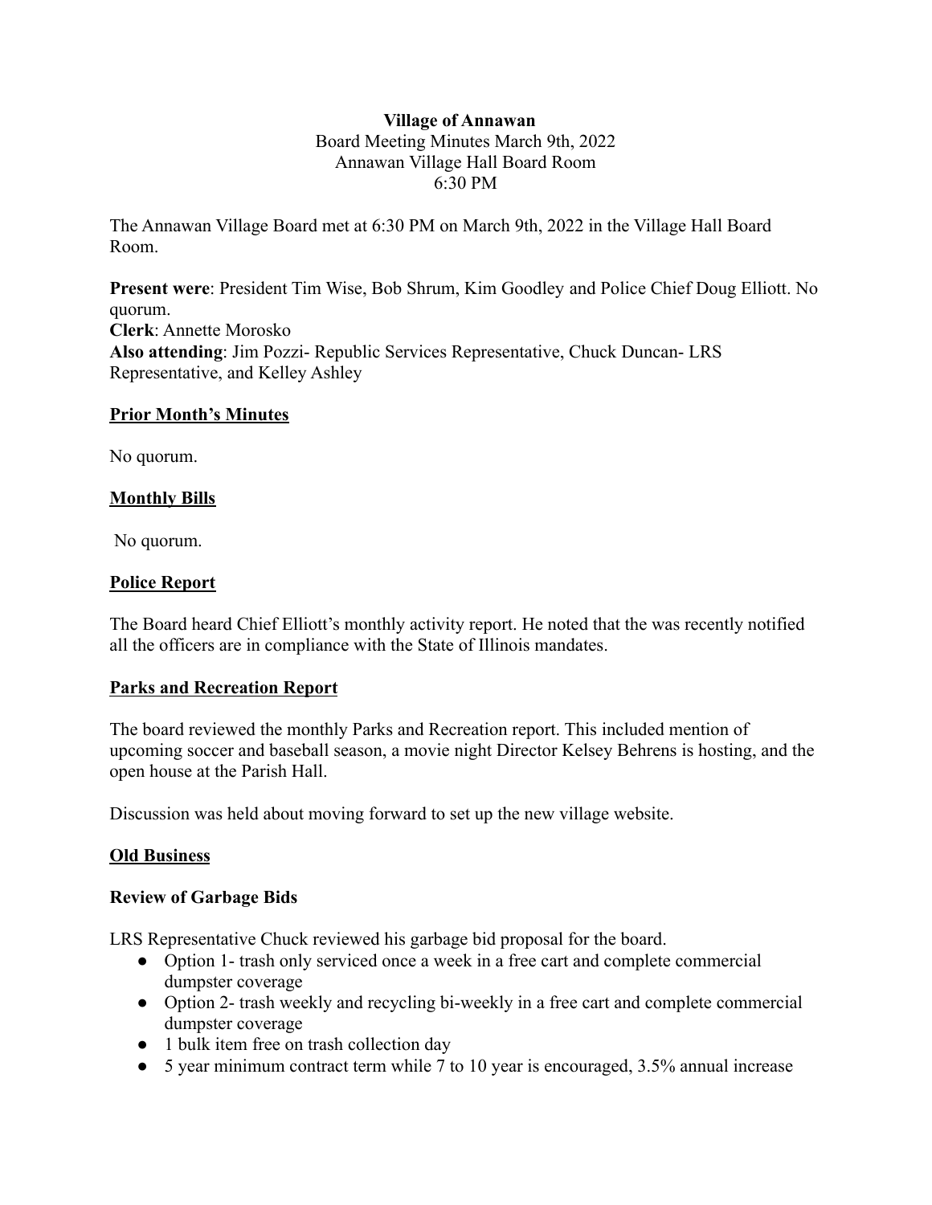**Village of Annawan**

Board Meeting Minutes March 9th, 2022
Annawan Village Hall Board Room
6:30 PM

The Annawan Village Board met at 6:30 PM on March 9th, 2022 in the Village Hall Board Room.

**Present were**: President Tim Wise, Bob Shrum, Kim Goodley and Police Chief Doug Elliott. No quorum.
**Clerk**: Annette Morosko
**Also attending**: Jim Pozzi- Republic Services Representative, Chuck Duncan- LRS Representative, and Kelley Ashley

**Prior Month's Minutes**

No quorum.

**Monthly Bills**

No quorum.

**Police Report**

The Board heard Chief Elliott's monthly activity report. He noted that the was recently notified all the officers are in compliance with the State of Illinois mandates.

**Parks and Recreation Report**

The board reviewed the monthly Parks and Recreation report. This included mention of upcoming soccer and baseball season, a movie night Director Kelsey Behrens is hosting, and the open house at the Parish Hall.

Discussion was held about moving forward to set up the new village website.

**Old Business**

**Review of Garbage Bids**

LRS Representative Chuck reviewed his garbage bid proposal for the board.

- Option 1- trash only serviced once a week in a free cart and complete commercial dumpster coverage
- Option 2- trash weekly and recycling bi-weekly in a free cart and complete commercial dumpster coverage
- 1 bulk item free on trash collection day
- 5 year minimum contract term while 7 to 10 year is encouraged, 3.5% annual increase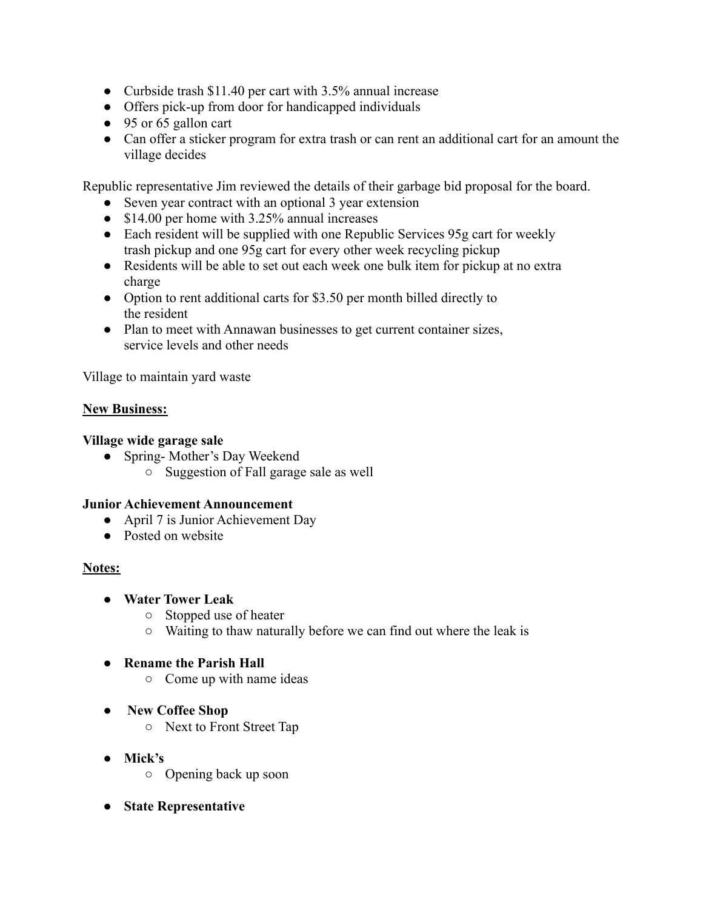- Curbside trash $11.40 per cart with 3.5% annual increase
- Offers pick-up from door for handicapped individuals
- 95 or 65 gallon cart
- Can offer a sticker program for extra trash or can rent an additional cart for an amount the village decides

Republic representative Jim reviewed the details of their garbage bid proposal for the board.

- Seven year contract with an optional 3 year extension
- $14.00 per home with 3.25% annual increases
- Each resident will be supplied with one Republic Services 95g cart for weekly trash pickup and one 95g cart for every other week recycling pickup
- Residents will be able to set out each week one bulk item for pickup at no extra charge
- Option to rent additional carts for $3.50 per month billed directly to the resident
- Plan to meet with Annawan businesses to get current container sizes, service levels and other needs

Village to maintain yard waste

**<u>New Business:</u>**

**Village wide garage sale**

- Spring- Mother's Day Weekend
  - Suggestion of Fall garage sale as well

**Junior Achievement Announcement**

- April 7 is Junior Achievement Day
- Posted on website

**<u>Notes:</u>**

- **Water Tower Leak**
  - Stopped use of heater
  - Waiting to thaw naturally before we can find out where the leak is

- **Rename the Parish Hall**
  - Come up with name ideas

- **New Coffee Shop**
  - Next to Front Street Tap

- **Mick's**
  - Opening back up soon

- **State Representative**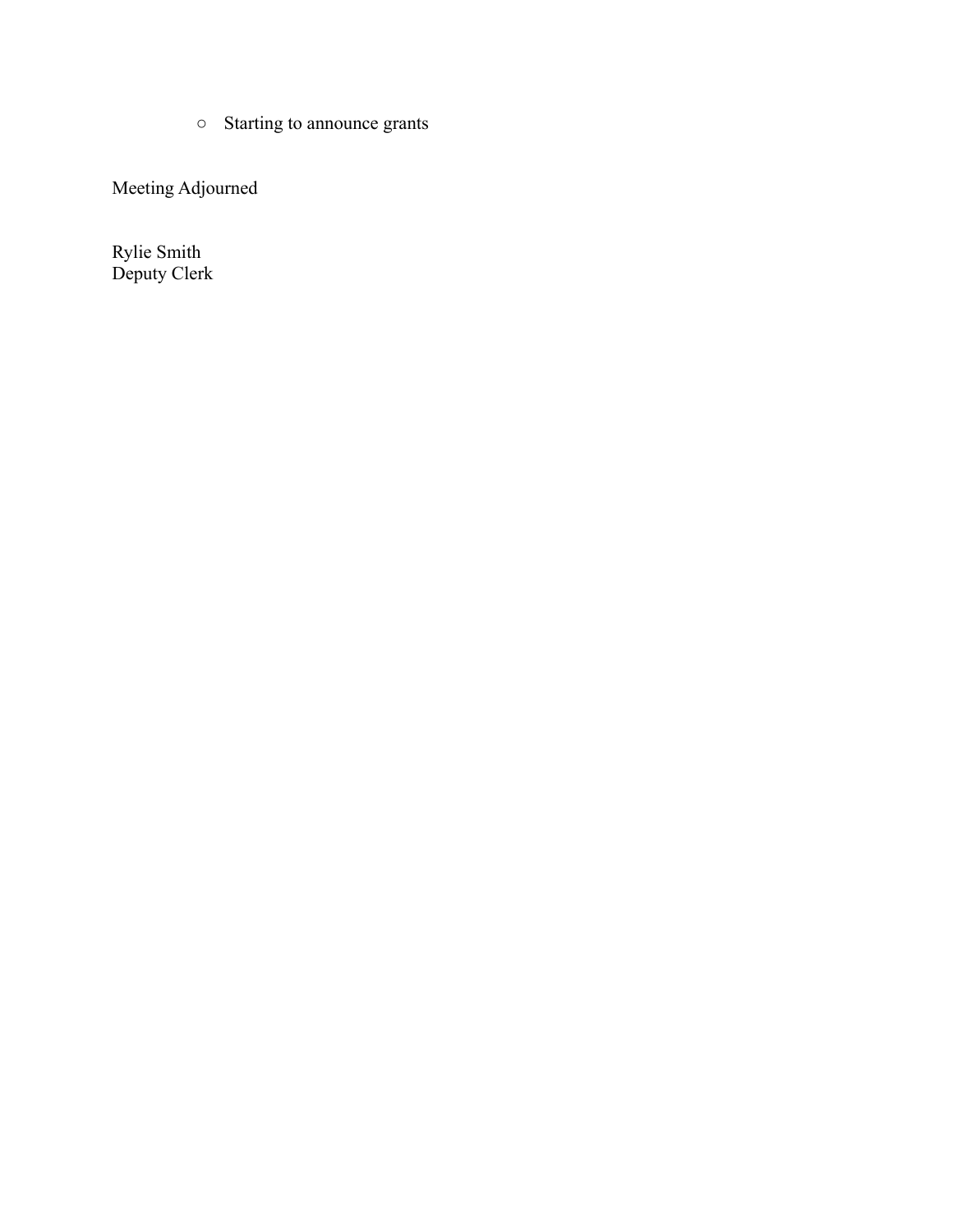- Starting to announce grants

Meeting Adjourned

Rylie Smith
Deputy Clerk